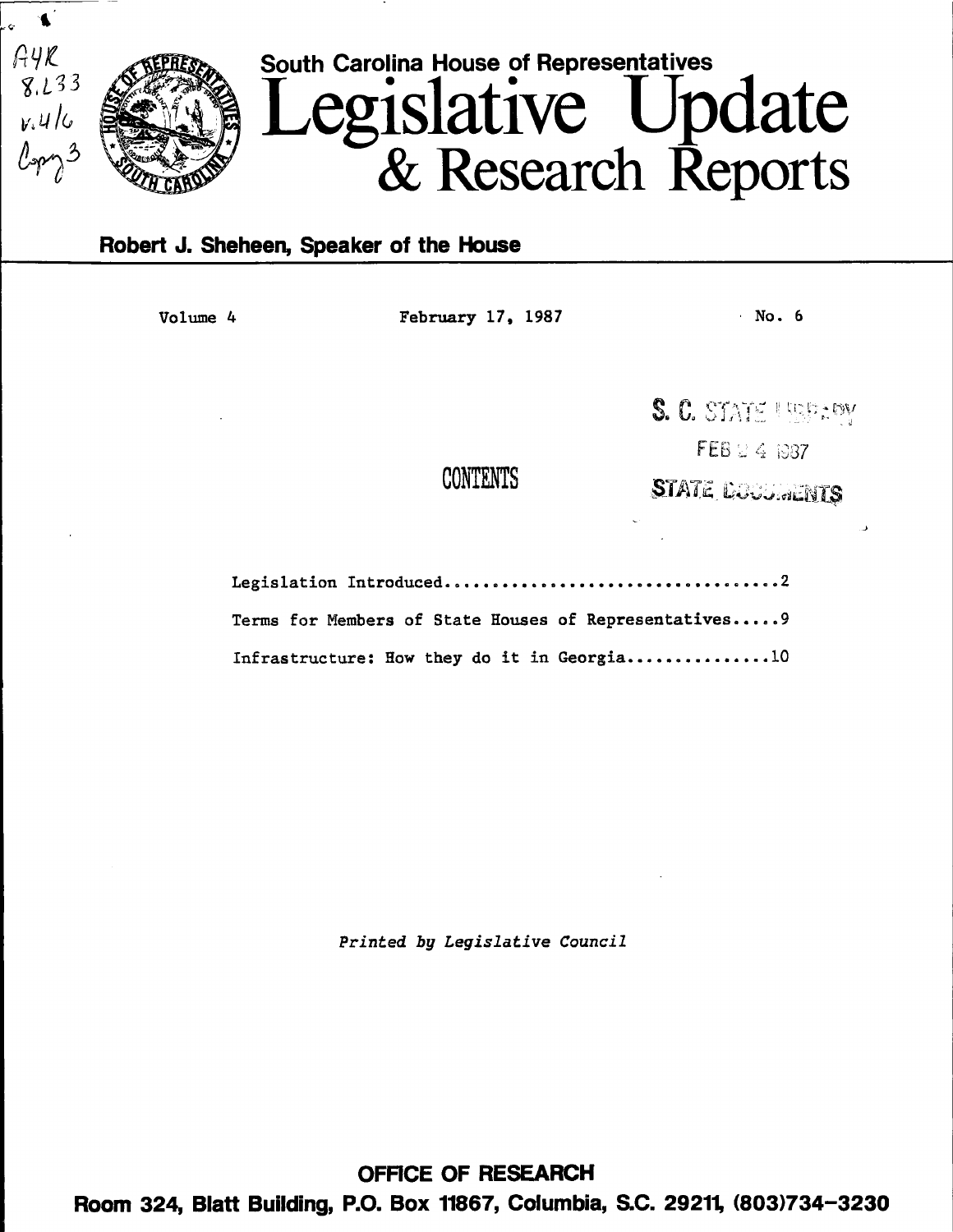South Carolina House of Representatives

# Legislative Update & Research Reports

**Robert J. Sheheen, Speaker of the House**

Volume 4 February 17, 1987 No. 6

S. C. STATE LIBRARY
FEB 24 1987
STATE DOCUMENTS

## CONTENTS

Legislation Introduced....................................2

Terms for Members of State Houses of Representatives.....9

Infrastructure: How they do it in Georgia...............10

*Printed by Legislative Council*

**OFFICE OF RESEARCH**

**Room 324, Blatt Building, P.O. Box 11867, Columbia, S.C. 29211, (803)734-3230**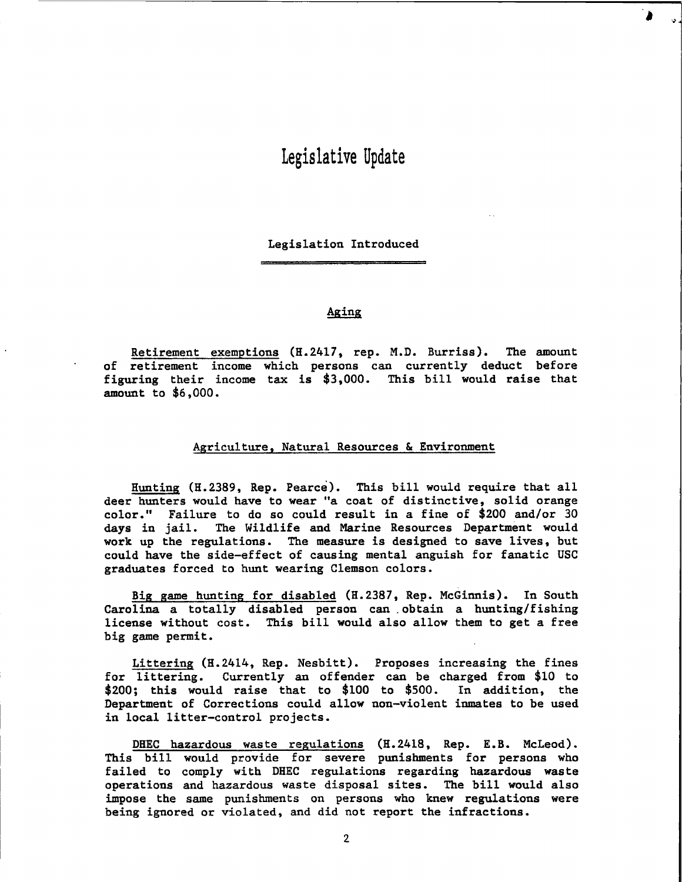# Legislative Update

## Legislation Introduced

### Aging

Retirement exemptions (H.2417, rep. M.D. Burriss). The amount of retirement income which persons can currently deduct before figuring their income tax is $3,000. This bill would raise that amount to $6,000.

### Agriculture, Natural Resources & Environment

Hunting (H.2389, Rep. Pearce). This bill would require that all deer hunters would have to wear "a coat of distinctive, solid orange color." Failure to do so could result in a fine of $200 and/or 30 days in jail. The Wildlife and Marine Resources Department would work up the regulations. The measure is designed to save lives, but could have the side-effect of causing mental anguish for fanatic USC graduates forced to hunt wearing Clemson colors.

Big game hunting for disabled (H.2387, Rep. McGinnis). In South Carolina a totally disabled person can obtain a hunting/fishing license without cost. This bill would also allow them to get a free big game permit.

Littering (H.2414, Rep. Nesbitt). Proposes increasing the fines for littering. Currently an offender can be charged from $10 to $200; this would raise that to $100 to $500. In addition, the Department of Corrections could allow non-violent inmates to be used in local litter-control projects.

DHEC hazardous waste regulations (H.2418, Rep. E.B. McLeod). This bill would provide for severe punishments for persons who failed to comply with DHEC regulations regarding hazardous waste operations and hazardous waste disposal sites. The bill would also impose the same punishments on persons who knew regulations were being ignored or violated, and did not report the infractions.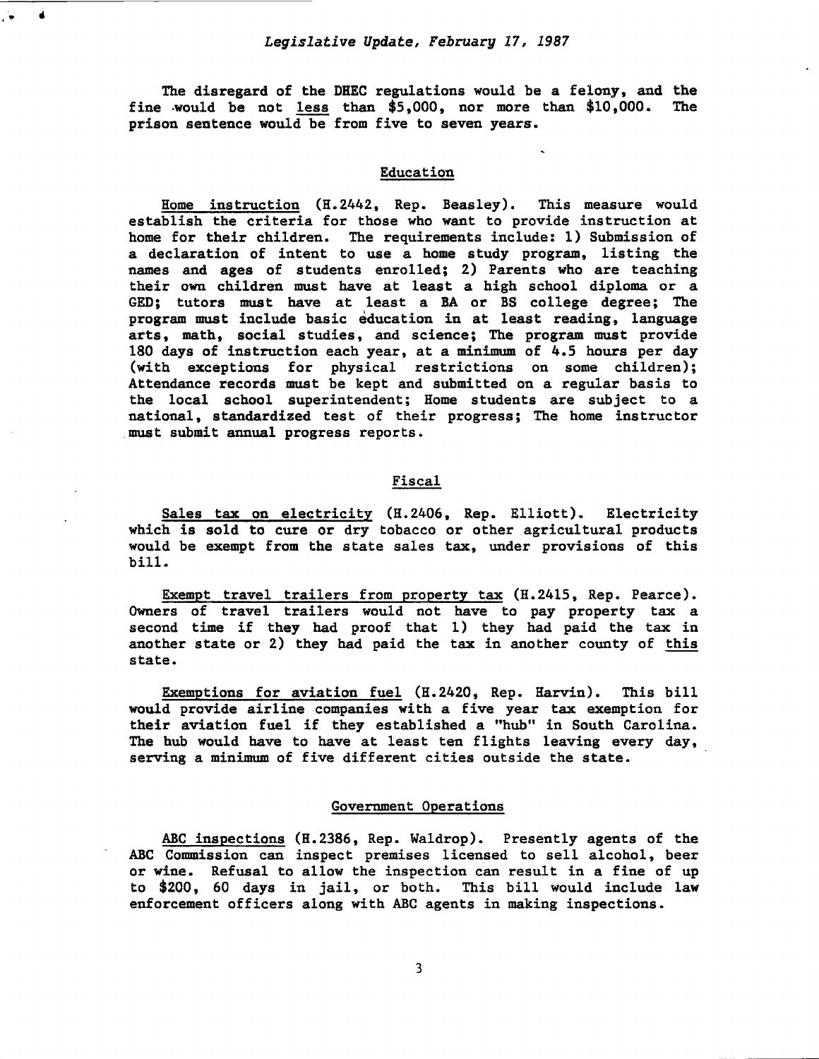The disregard of the DHEC regulations would be a felony, and the fine would be not <u>less</u> than $5,000, nor more than $10,000. The prison sentence would be from five to seven years.

## Education

<u>Home instruction</u> (H.2442, Rep. Beasley). This measure would establish the criteria for those who want to provide instruction at home for their children. The requirements include: 1) Submission of a declaration of intent to use a home study program, listing the names and ages of students enrolled; 2) Parents who are teaching their own children must have at least a high school diploma or a GED; tutors must have at least a BA or BS college degree; The program must include basic education in at least reading, language arts, math, social studies, and science; The program must provide 180 days of instruction each year, at a minimum of 4.5 hours per day (with exceptions for physical restrictions on some children); Attendance records must be kept and submitted on a regular basis to the local school superintendent; Home students are subject to a national, standardized test of their progress; The home instructor must submit annual progress reports.

## Fiscal

<u>Sales tax on electricity</u> (H.2406, Rep. Elliott). Electricity which is sold to cure or dry tobacco or other agricultural products would be exempt from the state sales tax, under provisions of this bill.

<u>Exempt travel trailers from property tax</u> (H.2415, Rep. Pearce). Owners of travel trailers would not have to pay property tax a second time if they had proof that 1) they had paid the tax in another state or 2) they had paid the tax in another county of <u>this</u> state.

<u>Exemptions for aviation fuel</u> (H.2420, Rep. Harvin). This bill would provide airline companies with a five year tax exemption for their aviation fuel if they established a "hub" in South Carolina. The hub would have to have at least ten flights leaving every day, serving a minimum of five different cities outside the state.

## Government Operations

<u>ABC inspections</u> (H.2386, Rep. Waldrop). Presently agents of the ABC Commission can inspect premises licensed to sell alcohol, beer or wine. Refusal to allow the inspection can result in a fine of up to $200, 60 days in jail, or both. This bill would include law enforcement officers along with ABC agents in making inspections.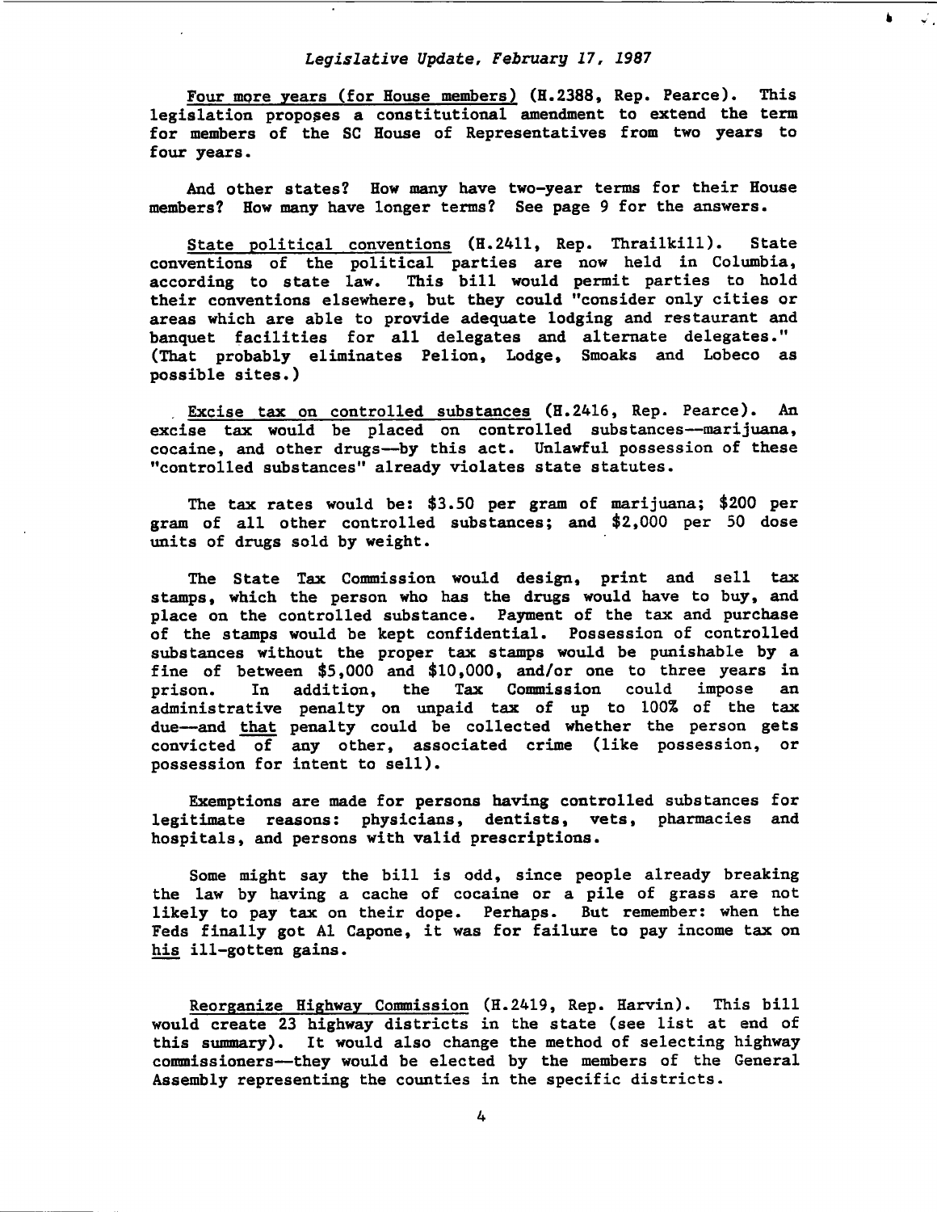*Legislative Update, February 17, 1987*

Four more years (for House members) (H.2388, Rep. Pearce). This legislation proposes a constitutional amendment to extend the term for members of the SC House of Representatives from two years to four years.

And other states? How many have two-year terms for their House members? How many have longer terms? See page 9 for the answers.

State political conventions (H.2411, Rep. Thrailkill). State conventions of the political parties are now held in Columbia, according to state law. This bill would permit parties to hold their conventions elsewhere, but they could "consider only cities or areas which are able to provide adequate lodging and restaurant and banquet facilities for all delegates and alternate delegates." (That probably eliminates Pelion, Lodge, Smoaks and Lobeco as possible sites.)

Excise tax on controlled substances (H.2416, Rep. Pearce). An excise tax would be placed on controlled substances—marijuana, cocaine, and other drugs—by this act. Unlawful possession of these "controlled substances" already violates state statutes.

The tax rates would be: $3.50 per gram of marijuana; $200 per gram of all other controlled substances; and $2,000 per 50 dose units of drugs sold by weight.

The State Tax Commission would design, print and sell tax stamps, which the person who has the drugs would have to buy, and place on the controlled substance. Payment of the tax and purchase of the stamps would be kept confidential. Possession of controlled substances without the proper tax stamps would be punishable by a fine of between $5,000 and $10,000, and/or one to three years in prison. In addition, the Tax Commission could impose an administrative penalty on unpaid tax of up to 100% of the tax due—and that penalty could be collected whether the person gets convicted of any other, associated crime (like possession, or possession for intent to sell).

Exemptions are made for persons having controlled substances for legitimate reasons: physicians, dentists, vets, pharmacies and hospitals, and persons with valid prescriptions.

Some might say the bill is odd, since people already breaking the law by having a cache of cocaine or a pile of grass are not likely to pay tax on their dope. Perhaps. But remember: when the Feds finally got Al Capone, it was for failure to pay income tax on his ill-gotten gains.

Reorganize Highway Commission (H.2419, Rep. Harvin). This bill would create 23 highway districts in the state (see list at end of this summary). It would also change the method of selecting highway commissioners—they would be elected by the members of the General Assembly representing the counties in the specific districts.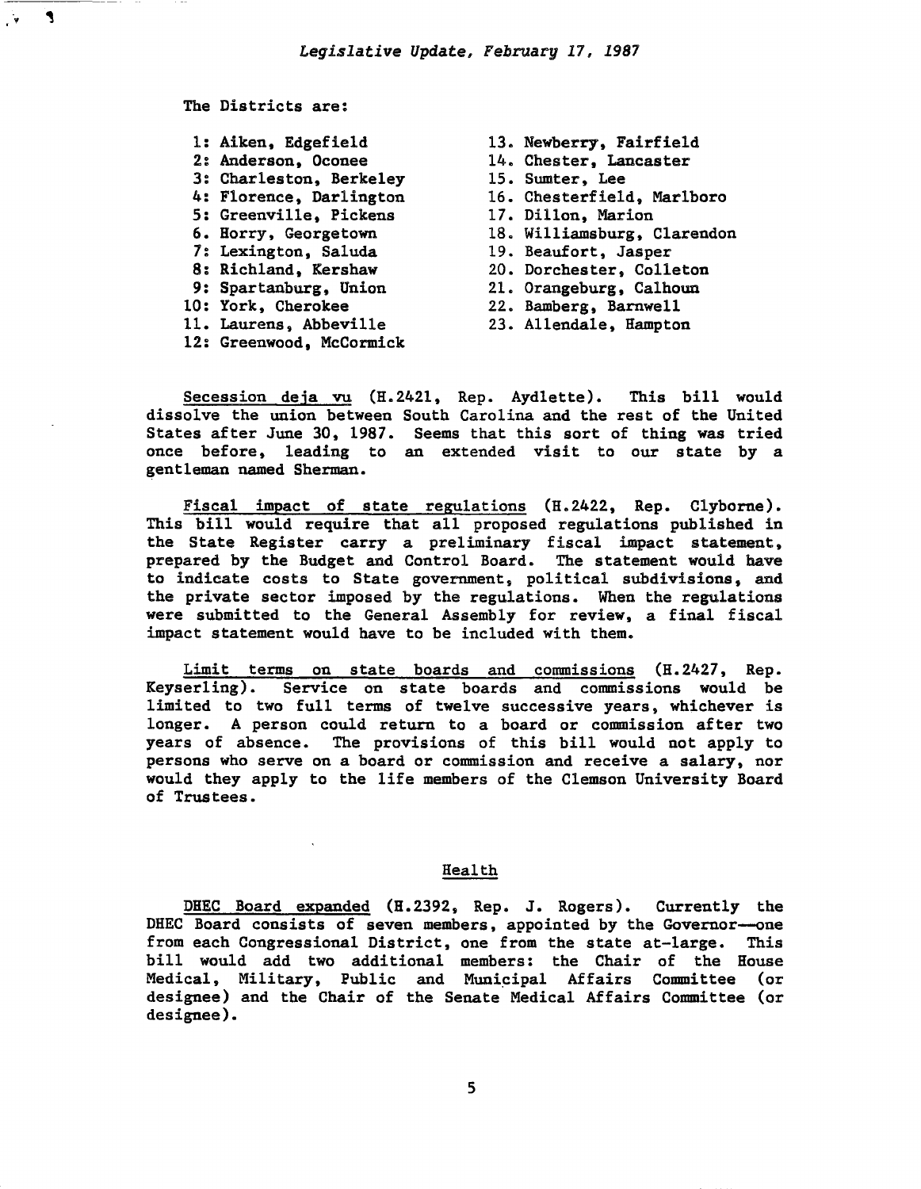The Districts are:

1: Aiken, Edgefield
2: Anderson, Oconee
3: Charleston, Berkeley
4: Florence, Darlington
5: Greenville, Pickens
6. Horry, Georgetown
7: Lexington, Saluda
8: Richland, Kershaw
9: Spartanburg, Union
10: York, Cherokee
11. Laurens, Abbeville
12: Greenwood, McCormick
13. Newberry, Fairfield
14. Chester, Lancaster
15. Sumter, Lee
16. Chesterfield, Marlboro
17. Dillon, Marion
18. Williamsburg, Clarendon
19. Beaufort, Jasper
20. Dorchester, Colleton
21. Orangeburg, Calhoun
22. Bamberg, Barnwell
23. Allendale, Hampton

Secession deja vu (H.2421, Rep. Aydlette). This bill would dissolve the union between South Carolina and the rest of the United States after June 30, 1987. Seems that this sort of thing was tried once before, leading to an extended visit to our state by a gentleman named Sherman.

Fiscal impact of state regulations (H.2422, Rep. Clyborne). This bill would require that all proposed regulations published in the State Register carry a preliminary fiscal impact statement, prepared by the Budget and Control Board. The statement would have to indicate costs to State government, political subdivisions, and the private sector imposed by the regulations. When the regulations were submitted to the General Assembly for review, a final fiscal impact statement would have to be included with them.

Limit terms on state boards and commissions (H.2427, Rep. Keyserling). Service on state boards and commissions would be limited to two full terms of twelve successive years, whichever is longer. A person could return to a board or commission after two years of absence. The provisions of this bill would not apply to persons who serve on a board or commission and receive a salary, nor would they apply to the life members of the Clemson University Board of Trustees.

## Health

DHEC Board expanded (H.2392, Rep. J. Rogers). Currently the DHEC Board consists of seven members, appointed by the Governor—one from each Congressional District, one from the state at-large. This bill would add two additional members: the Chair of the House Medical, Military, Public and Municipal Affairs Committee (or designee) and the Chair of the Senate Medical Affairs Committee (or designee).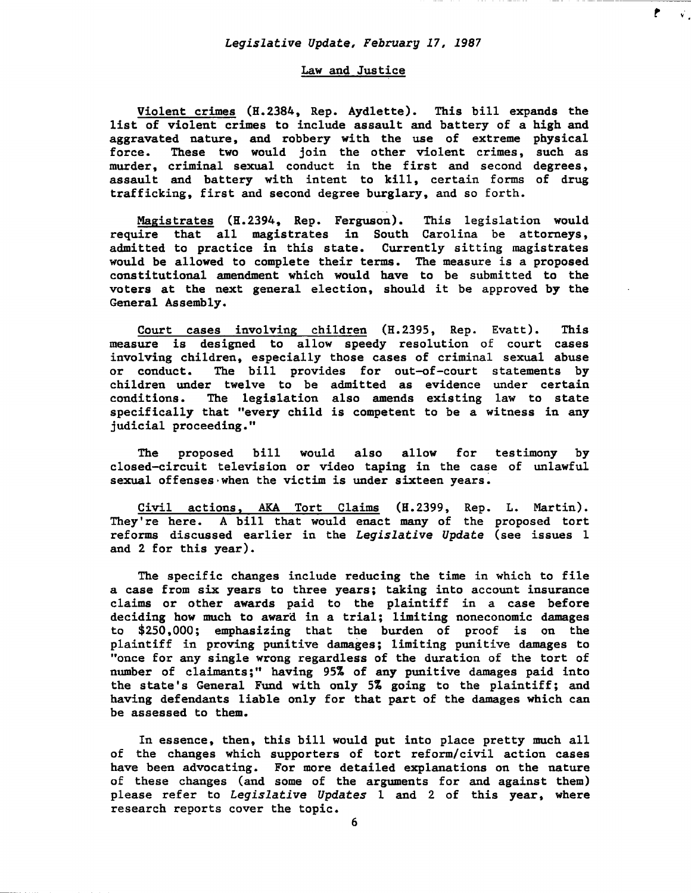*Legislative Update, February 17, 1987*

## Law and Justice

Violent crimes (H.2384, Rep. Aydlette). This bill expands the list of violent crimes to include assault and battery of a high and aggravated nature, and robbery with the use of extreme physical force. These two would join the other violent crimes, such as murder, criminal sexual conduct in the first and second degrees, assault and battery with intent to kill, certain forms of drug trafficking, first and second degree burglary, and so forth.

Magistrates (H.2394, Rep. Ferguson). This legislation would require that all magistrates in South Carolina be attorneys, admitted to practice in this state. Currently sitting magistrates would be allowed to complete their terms. The measure is a proposed constitutional amendment which would have to be submitted to the voters at the next general election, should it be approved by the General Assembly.

Court cases involving children (H.2395, Rep. Evatt). This measure is designed to allow speedy resolution of court cases involving children, especially those cases of criminal sexual abuse or conduct. The bill provides for out-of-court statements by children under twelve to be admitted as evidence under certain conditions. The legislation also amends existing law to state specifically that "every child is competent to be a witness in any judicial proceeding."

The proposed bill would also allow for testimony by closed-circuit television or video taping in the case of unlawful sexual offenses when the victim is under sixteen years.

Civil actions, AKA Tort Claims (H.2399, Rep. L. Martin). They're here. A bill that would enact many of the proposed tort reforms discussed earlier in the *Legislative Update* (see issues 1 and 2 for this year).

The specific changes include reducing the time in which to file a case from six years to three years; taking into account insurance claims or other awards paid to the plaintiff in a case before deciding how much to award in a trial; limiting noneconomic damages to $250,000; emphasizing that the burden of proof is on the plaintiff in proving punitive damages; limiting punitive damages to "once for any single wrong regardless of the duration of the tort of number of claimants;" having 95% of any punitive damages paid into the state's General Fund with only 5% going to the plaintiff; and having defendants liable only for that part of the damages which can be assessed to them.

In essence, then, this bill would put into place pretty much all of the changes which supporters of tort reform/civil action cases have been advocating. For more detailed explanations on the nature of these changes (and some of the arguments for and against them) please refer to *Legislative Updates* 1 and 2 of this year, where research reports cover the topic.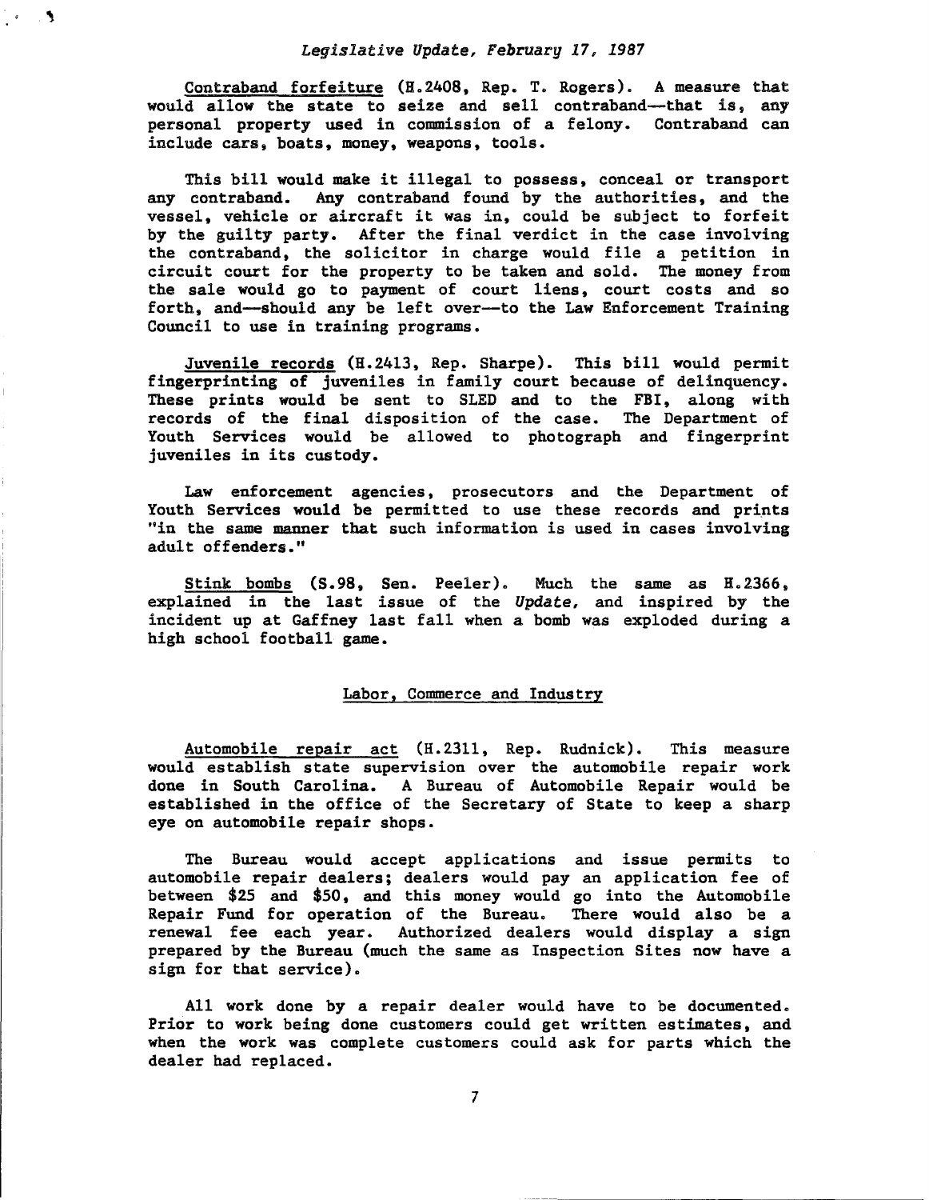Contraband forfeiture (H.2408, Rep. T. Rogers). A measure that would allow the state to seize and sell contraband—that is, any personal property used in commission of a felony. Contraband can include cars, boats, money, weapons, tools.

This bill would make it illegal to possess, conceal or transport any contraband. Any contraband found by the authorities, and the vessel, vehicle or aircraft it was in, could be subject to forfeit by the guilty party. After the final verdict in the case involving the contraband, the solicitor in charge would file a petition in circuit court for the property to be taken and sold. The money from the sale would go to payment of court liens, court costs and so forth, and—should any be left over—to the Law Enforcement Training Council to use in training programs.

Juvenile records (H.2413, Rep. Sharpe). This bill would permit fingerprinting of juveniles in family court because of delinquency. These prints would be sent to SLED and to the FBI, along with records of the final disposition of the case. The Department of Youth Services would be allowed to photograph and fingerprint juveniles in its custody.

Law enforcement agencies, prosecutors and the Department of Youth Services would be permitted to use these records and prints "in the same manner that such information is used in cases involving adult offenders."

Stink bombs (S.98, Sen. Peeler). Much the same as H.2366, explained in the last issue of the *Update*, and inspired by the incident up at Gaffney last fall when a bomb was exploded during a high school football game.

## Labor, Commerce and Industry

Automobile repair act (H.2311, Rep. Rudnick). This measure would establish state supervision over the automobile repair work done in South Carolina. A Bureau of Automobile Repair would be established in the office of the Secretary of State to keep a sharp eye on automobile repair shops.

The Bureau would accept applications and issue permits to automobile repair dealers; dealers would pay an application fee of between $25 and $50, and this money would go into the Automobile Repair Fund for operation of the Bureau. There would also be a renewal fee each year. Authorized dealers would display a sign prepared by the Bureau (much the same as Inspection Sites now have a sign for that service).

All work done by a repair dealer would have to be documented. Prior to work being done customers could get written estimates, and when the work was complete customers could ask for parts which the dealer had replaced.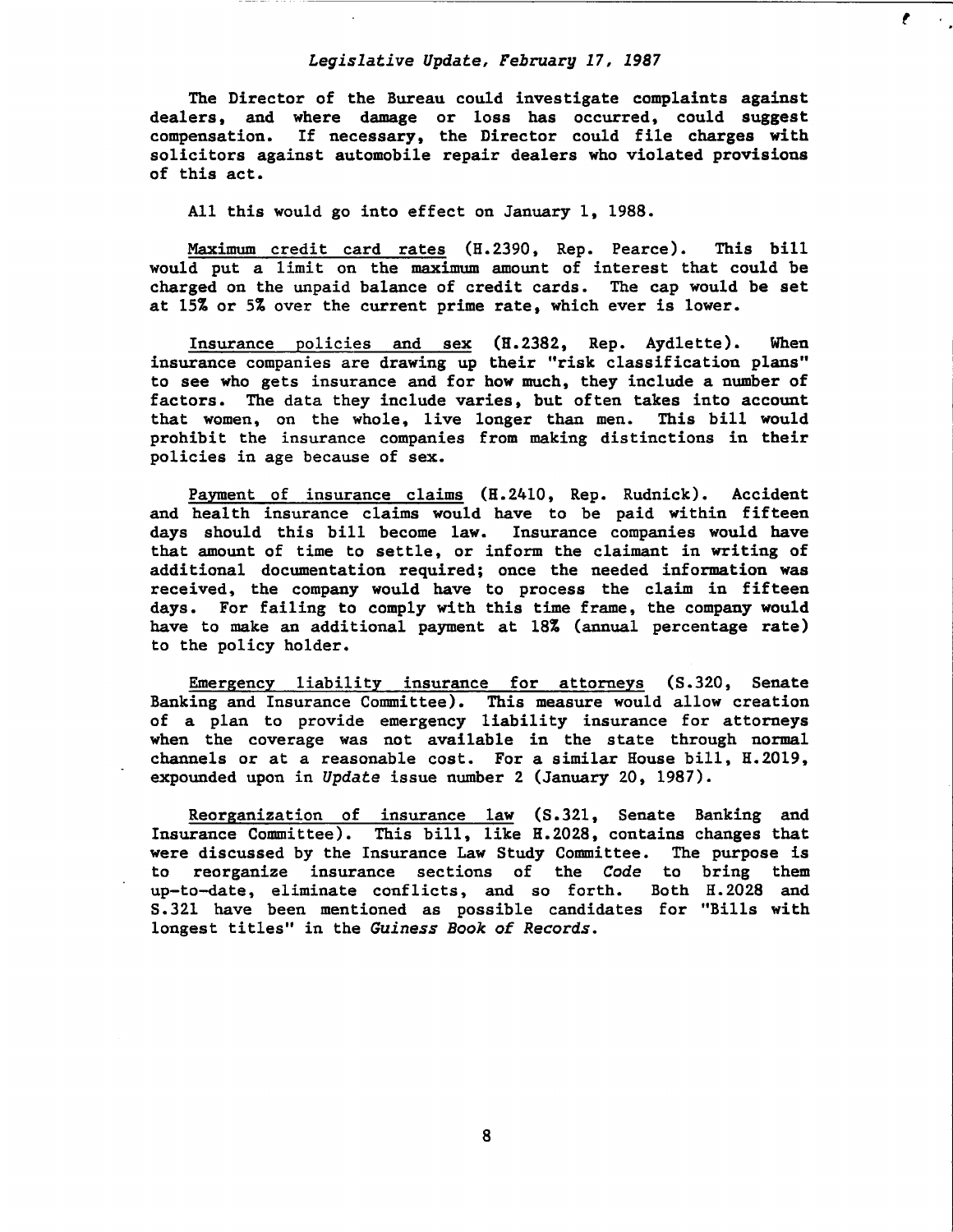The Director of the Bureau could investigate complaints against dealers, and where damage or loss has occurred, could suggest compensation. If necessary, the Director could file charges with solicitors against automobile repair dealers who violated provisions of this act.

All this would go into effect on January 1, 1988.

Maximum credit card rates (H.2390, Rep. Pearce). This bill would put a limit on the maximum amount of interest that could be charged on the unpaid balance of credit cards. The cap would be set at 15% or 5% over the current prime rate, which ever is lower.

Insurance policies and sex (H.2382, Rep. Aydlette). When insurance companies are drawing up their "risk classification plans" to see who gets insurance and for how much, they include a number of factors. The data they include varies, but often takes into account that women, on the whole, live longer than men. This bill would prohibit the insurance companies from making distinctions in their policies in age because of sex.

Payment of insurance claims (H.2410, Rep. Rudnick). Accident and health insurance claims would have to be paid within fifteen days should this bill become law. Insurance companies would have that amount of time to settle, or inform the claimant in writing of additional documentation required; once the needed information was received, the company would have to process the claim in fifteen days. For failing to comply with this time frame, the company would have to make an additional payment at 18% (annual percentage rate) to the policy holder.

Emergency liability insurance for attorneys (S.320, Senate Banking and Insurance Committee). This measure would allow creation of a plan to provide emergency liability insurance for attorneys when the coverage was not available in the state through normal channels or at a reasonable cost. For a similar House bill, H.2019, expounded upon in *Update* issue number 2 (January 20, 1987).

Reorganization of insurance law (S.321, Senate Banking and Insurance Committee). This bill, like H.2028, contains changes that were discussed by the Insurance Law Study Committee. The purpose is to reorganize insurance sections of the *Code* to bring them up-to-date, eliminate conflicts, and so forth. Both H.2028 and S.321 have been mentioned as possible candidates for "Bills with longest titles" in the *Guiness Book of Records*.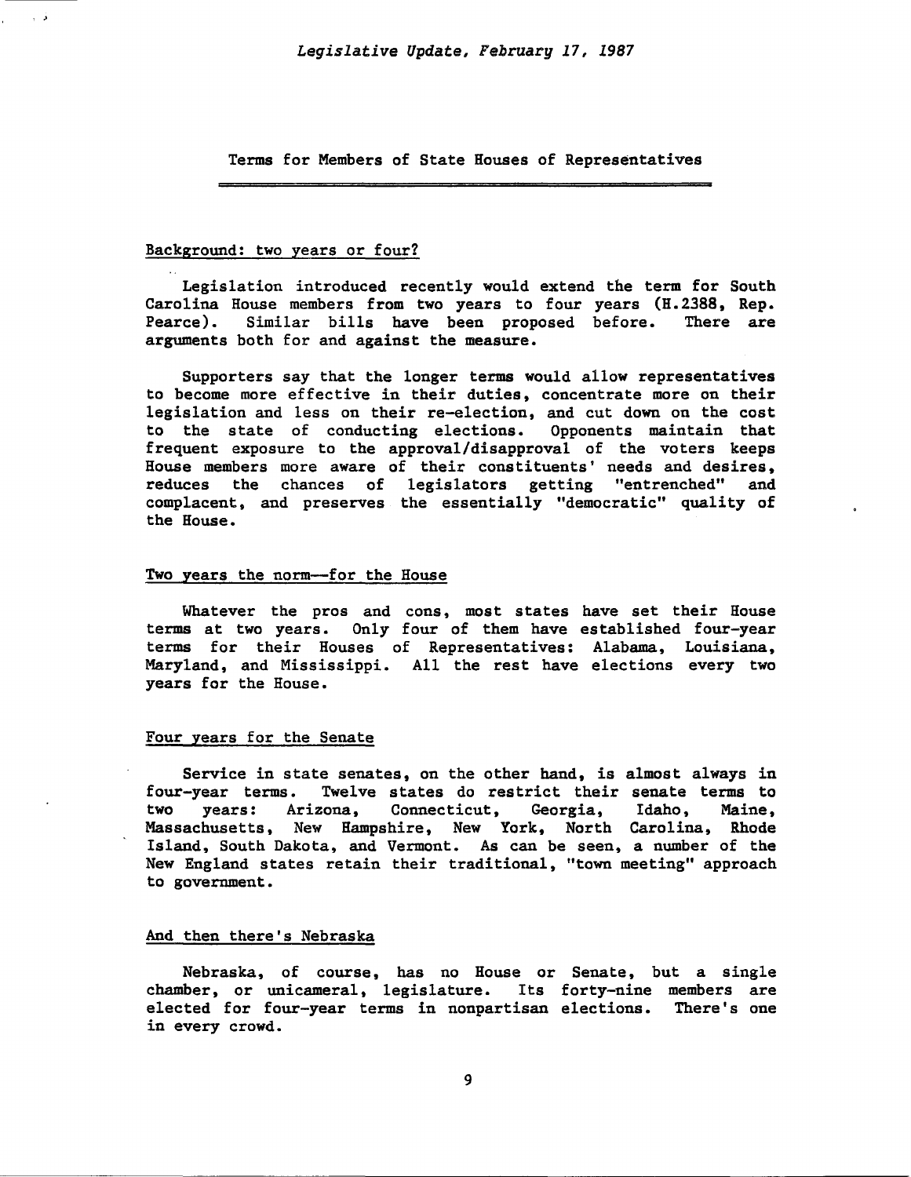## Terms for Members of State Houses of Representatives

### Background: two years or four?

Legislation introduced recently would extend the term for South Carolina House members from two years to four years (H.2388, Rep. Pearce). Similar bills have been proposed before. There are arguments both for and against the measure.

Supporters say that the longer terms would allow representatives to become more effective in their duties, concentrate more on their legislation and less on their re-election, and cut down on the cost to the state of conducting elections. Opponents maintain that frequent exposure to the approval/disapproval of the voters keeps House members more aware of their constituents' needs and desires, reduces the chances of legislators getting "entrenched" and complacent, and preserves the essentially "democratic" quality of the House.

### Two years the norm--for the House

Whatever the pros and cons, most states have set their House terms at two years. Only four of them have established four-year terms for their Houses of Representatives: Alabama, Louisiana, Maryland, and Mississippi. All the rest have elections every two years for the House.

### Four years for the Senate

Service in state senates, on the other hand, is almost always in four-year terms. Twelve states do restrict their senate terms to two years: Arizona, Connecticut, Georgia, Idaho, Maine, Massachusetts, New Hampshire, New York, North Carolina, Rhode Island, South Dakota, and Vermont. As can be seen, a number of the New England states retain their traditional, "town meeting" approach to government.

### And then there's Nebraska

Nebraska, of course, has no House or Senate, but a single chamber, or unicameral, legislature. Its forty-nine members are elected for four-year terms in nonpartisan elections. There's one in every crowd.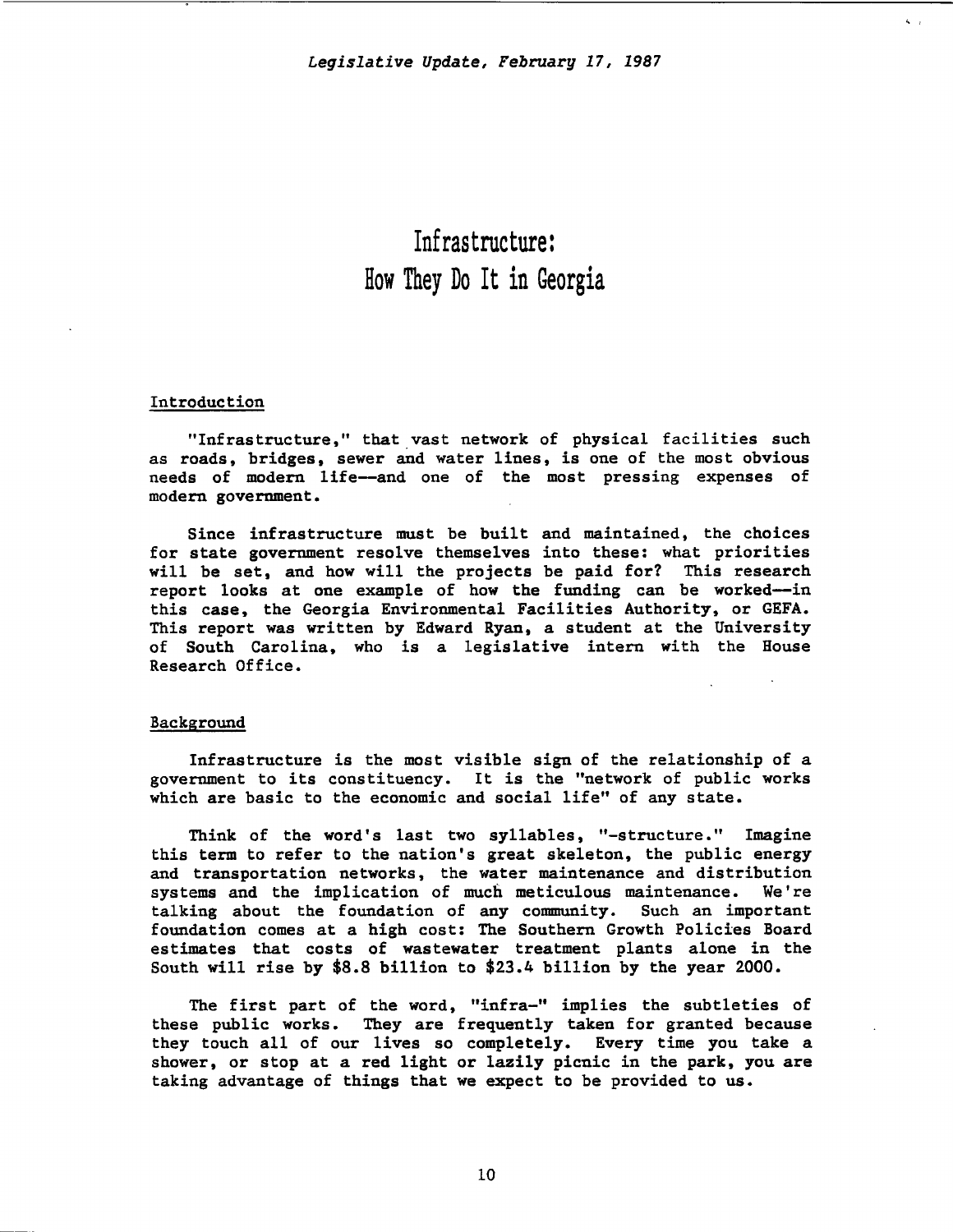# Infrastructure: How They Do It in Georgia

## Introduction

"Infrastructure," that vast network of physical facilities such as roads, bridges, sewer and water lines, is one of the most obvious needs of modern life--and one of the most pressing expenses of modern government.

Since infrastructure must be built and maintained, the choices for state government resolve themselves into these: what priorities will be set, and how will the projects be paid for? This research report looks at one example of how the funding can be worked--in this case, the Georgia Environmental Facilities Authority, or GEFA. This report was written by Edward Ryan, a student at the University of South Carolina, who is a legislative intern with the House Research Office.

## Background

Infrastructure is the most visible sign of the relationship of a government to its constituency. It is the "network of public works which are basic to the economic and social life" of any state.

Think of the word's last two syllables, "-structure." Imagine this term to refer to the nation's great skeleton, the public energy and transportation networks, the water maintenance and distribution systems and the implication of much meticulous maintenance. We're talking about the foundation of any community. Such an important foundation comes at a high cost: The Southern Growth Policies Board estimates that costs of wastewater treatment plants alone in the South will rise by $8.8 billion to $23.4 billion by the year 2000.

The first part of the word, "infra-" implies the subtleties of these public works. They are frequently taken for granted because they touch all of our lives so completely. Every time you take a shower, or stop at a red light or lazily picnic in the park, you are taking advantage of things that we expect to be provided to us.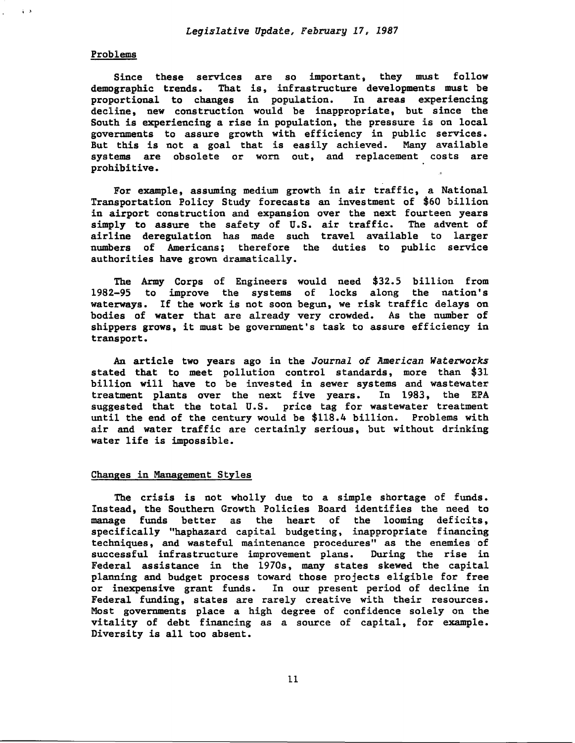## Problems

Since these services are so important, they must follow demographic trends. That is, infrastructure developments must be proportional to changes in population. In areas experiencing decline, new construction would be inappropriate, but since the South is experiencing a rise in population, the pressure is on local governments to assure growth with efficiency in public services. But this is not a goal that is easily achieved. Many available systems are obsolete or worn out, and replacement costs are prohibitive.

For example, assuming medium growth in air traffic, a National Transportation Policy Study forecasts an investment of $60 billion in airport construction and expansion over the next fourteen years simply to assure the safety of U.S. air traffic. The advent of airline deregulation has made such travel available to larger numbers of Americans; therefore the duties to public service authorities have grown dramatically.

The Army Corps of Engineers would need $32.5 billion from 1982-95 to improve the systems of locks along the nation's waterways. If the work is not soon begun, we risk traffic delays on bodies of water that are already very crowded. As the number of shippers grows, it must be government's task to assure efficiency in transport.

An article two years ago in the *Journal of American Waterworks* stated that to meet pollution control standards, more than $31 billion will have to be invested in sewer systems and wastewater treatment plants over the next five years. In 1983, the EPA suggested that the total U.S. price tag for wastewater treatment until the end of the century would be $118.4 billion. Problems with air and water traffic are certainly serious, but without drinking water life is impossible.

## Changes in Management Styles

The crisis is not wholly due to a simple shortage of funds. Instead, the Southern Growth Policies Board identifies the need to manage funds better as the heart of the looming deficits, specifically "haphazard capital budgeting, inappropriate financing techniques, and wasteful maintenance procedures" as the enemies of successful infrastructure improvement plans. During the rise in Federal assistance in the 1970s, many states skewed the capital planning and budget process toward those projects eligible for free or inexpensive grant funds. In our present period of decline in Federal funding, states are rarely creative with their resources. Most governments place a high degree of confidence solely on the vitality of debt financing as a source of capital, for example. Diversity is all too absent.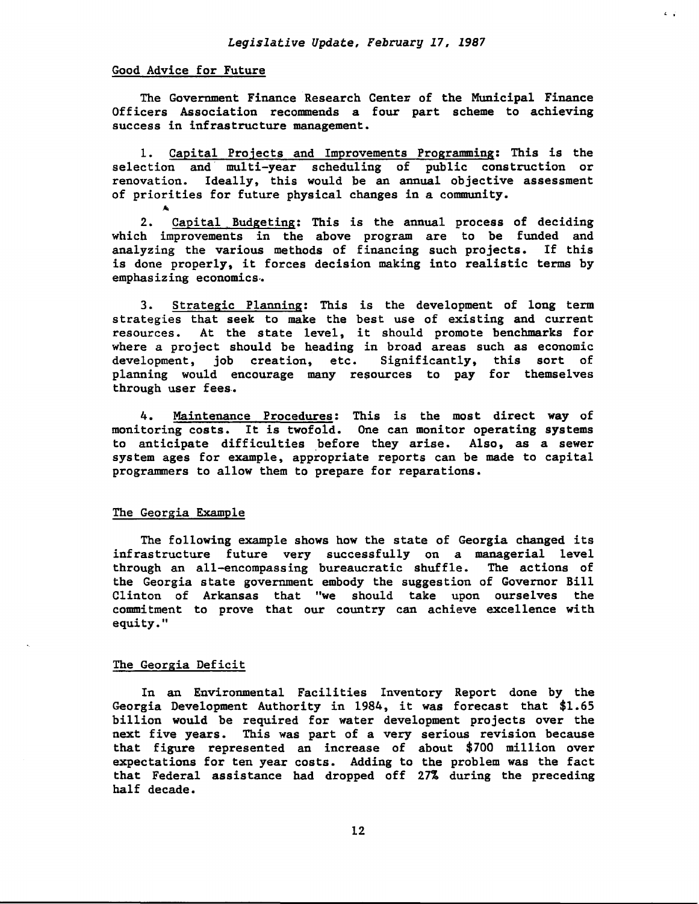## Good Advice for Future

The Government Finance Research Center of the Municipal Finance Officers Association recommends a four part scheme to achieving success in infrastructure management.

1. Capital Projects and Improvements Programming: This is the selection and multi-year scheduling of public construction or renovation. Ideally, this would be an annual objective assessment of priorities for future physical changes in a community.

2. Capital Budgeting: This is the annual process of deciding which improvements in the above program are to be funded and analyzing the various methods of financing such projects. If this is done properly, it forces decision making into realistic terms by emphasizing economics.

3. Strategic Planning: This is the development of long term strategies that seek to make the best use of existing and current resources. At the state level, it should promote benchmarks for where a project should be heading in broad areas such as economic development, job creation, etc. Significantly, this sort of planning would encourage many resources to pay for themselves through user fees.

4. Maintenance Procedures: This is the most direct way of monitoring costs. It is twofold. One can monitor operating systems to anticipate difficulties before they arise. Also, as a sewer system ages for example, appropriate reports can be made to capital programmers to allow them to prepare for reparations.

## The Georgia Example

The following example shows how the state of Georgia changed its infrastructure future very successfully on a managerial level through an all-encompassing bureaucratic shuffle. The actions of the Georgia state government embody the suggestion of Governor Bill Clinton of Arkansas that "we should take upon ourselves the commitment to prove that our country can achieve excellence with equity."

## The Georgia Deficit

In an Environmental Facilities Inventory Report done by the Georgia Development Authority in 1984, it was forecast that $1.65 billion would be required for water development projects over the next five years. This was part of a very serious revision because that figure represented an increase of about $700 million over expectations for ten year costs. Adding to the problem was the fact that Federal assistance had dropped off 27% during the preceding half decade.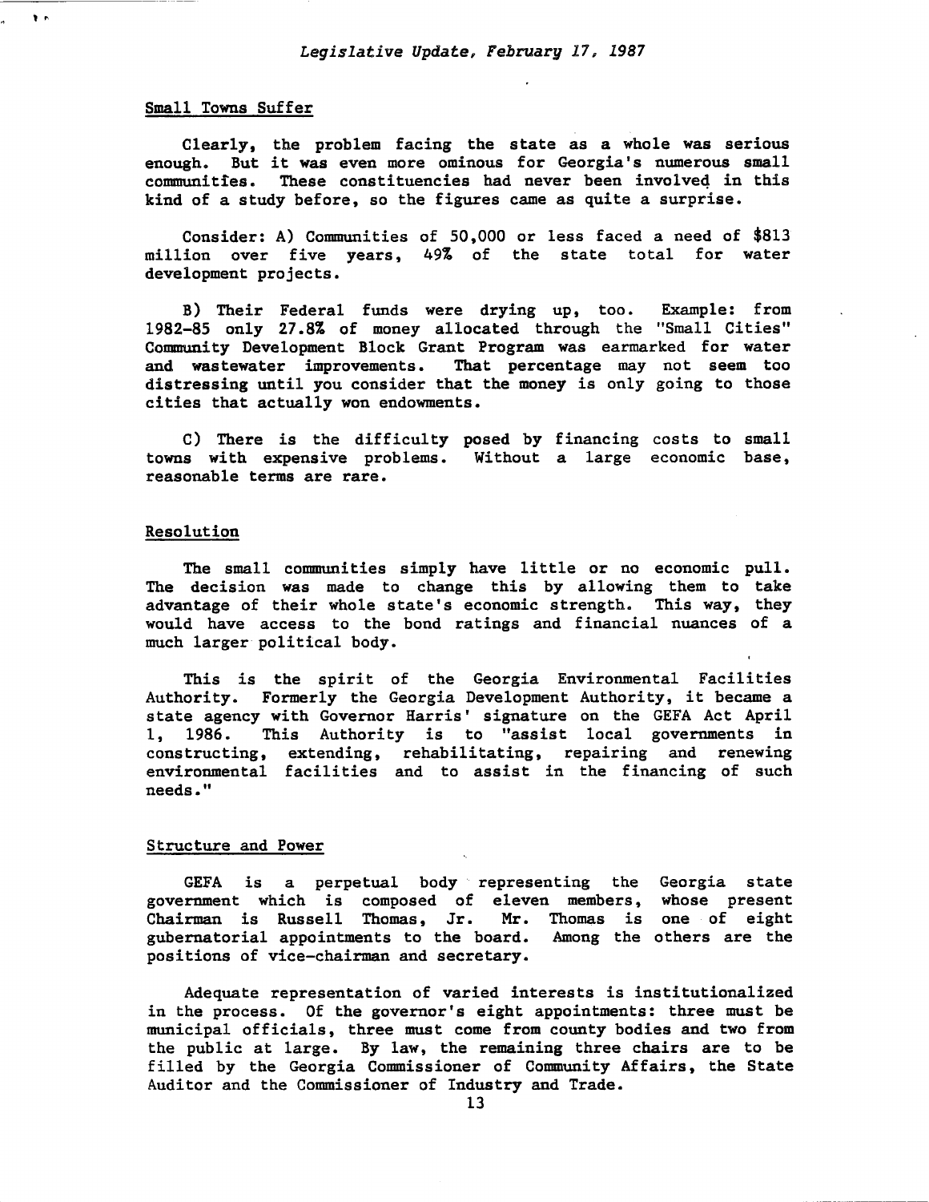## Small Towns Suffer

Clearly, the problem facing the state as a whole was serious enough. But it was even more ominous for Georgia's numerous small communities. These constituencies had never been involved in this kind of a study before, so the figures came as quite a surprise.

Consider: A) Communities of 50,000 or less faced a need of $813 million over five years, 49% of the state total for water development projects.

B) Their Federal funds were drying up, too. Example: from 1982-85 only 27.8% of money allocated through the "Small Cities" Community Development Block Grant Program was earmarked for water and wastewater improvements. That percentage may not seem too distressing until you consider that the money is only going to those cities that actually won endowments.

C) There is the difficulty posed by financing costs to small towns with expensive problems. Without a large economic base, reasonable terms are rare.

## Resolution

The small communities simply have little or no economic pull. The decision was made to change this by allowing them to take advantage of their whole state's economic strength. This way, they would have access to the bond ratings and financial nuances of a much larger political body.

This is the spirit of the Georgia Environmental Facilities Authority. Formerly the Georgia Development Authority, it became a state agency with Governor Harris' signature on the GEFA Act April 1, 1986. This Authority is to "assist local governments in constructing, extending, rehabilitating, repairing and renewing environmental facilities and to assist in the financing of such needs."

## Structure and Power

GEFA is a perpetual body representing the Georgia state government which is composed of eleven members, whose present Chairman is Russell Thomas, Jr. Mr. Thomas is one of eight gubernatorial appointments to the board. Among the others are the positions of vice-chairman and secretary.

Adequate representation of varied interests is institutionalized in the process. Of the governor's eight appointments: three must be municipal officials, three must come from county bodies and two from the public at large. By law, the remaining three chairs are to be filled by the Georgia Commissioner of Community Affairs, the State Auditor and the Commissioner of Industry and Trade.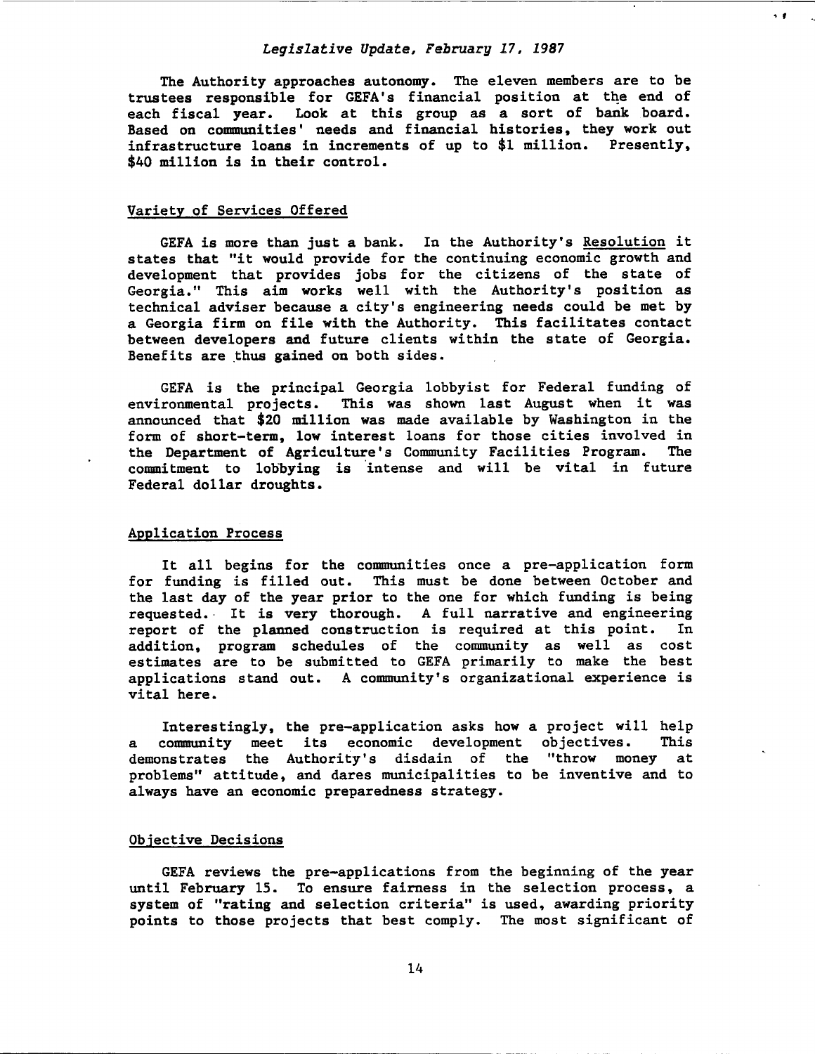The Authority approaches autonomy. The eleven members are to be trustees responsible for GEFA's financial position at the end of each fiscal year. Look at this group as a sort of bank board. Based on communities' needs and financial histories, they work out infrastructure loans in increments of up to $1 million. Presently, $40 million is in their control.

## Variety of Services Offered

GEFA is more than just a bank. In the Authority's Resolution it states that "it would provide for the continuing economic growth and development that provides jobs for the citizens of the state of Georgia." This aim works well with the Authority's position as technical adviser because a city's engineering needs could be met by a Georgia firm on file with the Authority. This facilitates contact between developers and future clients within the state of Georgia. Benefits are thus gained on both sides.

GEFA is the principal Georgia lobbyist for Federal funding of environmental projects. This was shown last August when it was announced that $20 million was made available by Washington in the form of short-term, low interest loans for those cities involved in the Department of Agriculture's Community Facilities Program. The commitment to lobbying is intense and will be vital in future Federal dollar droughts.

## Application Process

It all begins for the communities once a pre-application form for funding is filled out. This must be done between October and the last day of the year prior to the one for which funding is being requested. It is very thorough. A full narrative and engineering report of the planned construction is required at this point. In addition, program schedules of the community as well as cost estimates are to be submitted to GEFA primarily to make the best applications stand out. A community's organizational experience is vital here.

Interestingly, the pre-application asks how a project will help a community meet its economic development objectives. This demonstrates the Authority's disdain of the "throw money at problems" attitude, and dares municipalities to be inventive and to always have an economic preparedness strategy.

## Objective Decisions

GEFA reviews the pre-applications from the beginning of the year until February 15. To ensure fairness in the selection process, a system of "rating and selection criteria" is used, awarding priority points to those projects that best comply. The most significant of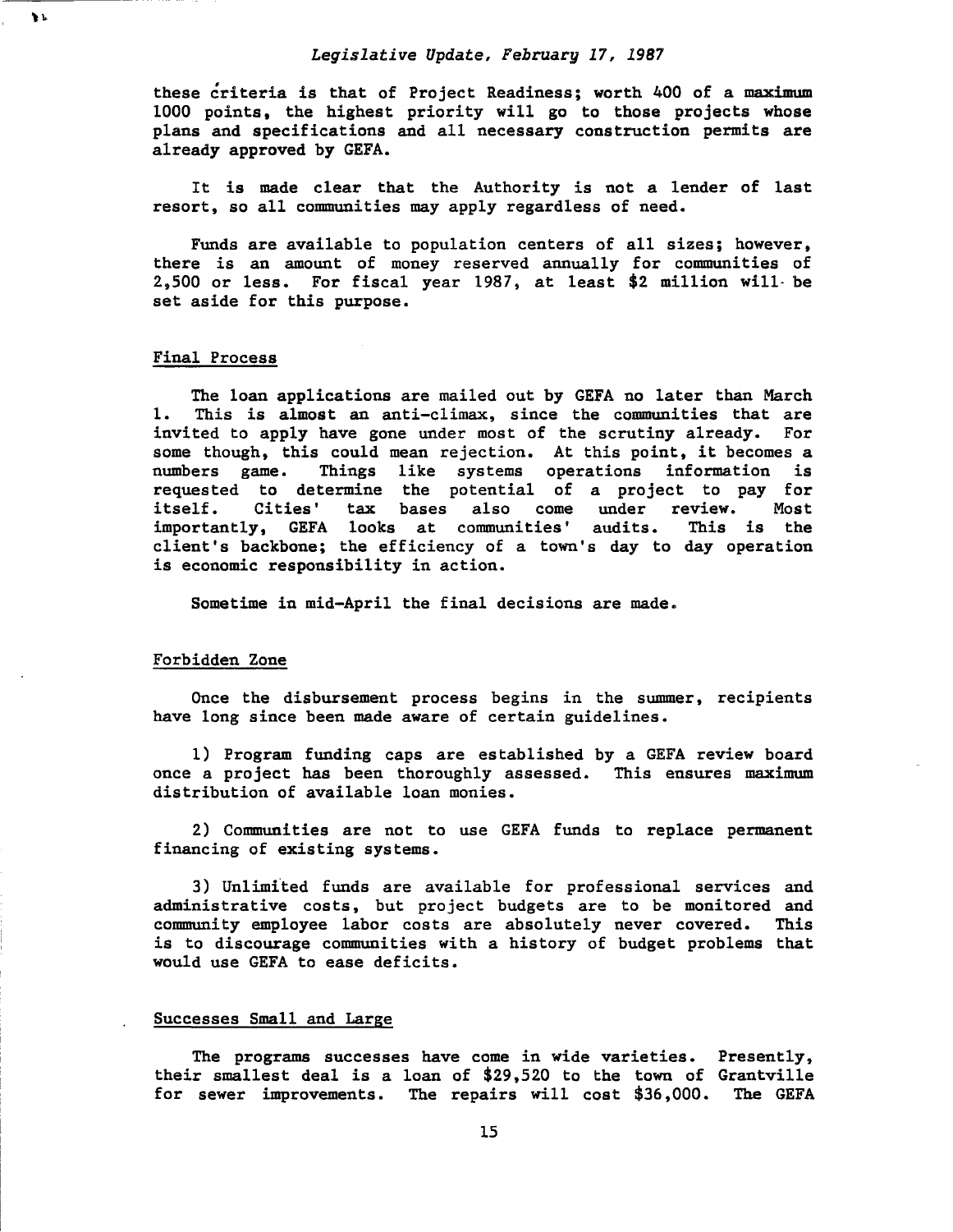these criteria is that of Project Readiness; worth 400 of a maximum 1000 points, the highest priority will go to those projects whose plans and specifications and all necessary construction permits are already approved by GEFA.

It is made clear that the Authority is not a lender of last resort, so all communities may apply regardless of need.

Funds are available to population centers of all sizes; however, there is an amount of money reserved annually for communities of 2,500 or less. For fiscal year 1987, at least $2 million will be set aside for this purpose.

## Final Process

The loan applications are mailed out by GEFA no later than March 1. This is almost an anti-climax, since the communities that are invited to apply have gone under most of the scrutiny already. For some though, this could mean rejection. At this point, it becomes a numbers game. Things like systems operations information is requested to determine the potential of a project to pay for itself. Cities' tax bases also come under review. Most importantly, GEFA looks at communities' audits. This is the client's backbone; the efficiency of a town's day to day operation is economic responsibility in action.

Sometime in mid-April the final decisions are made.

## Forbidden Zone

Once the disbursement process begins in the summer, recipients have long since been made aware of certain guidelines.

1) Program funding caps are established by a GEFA review board once a project has been thoroughly assessed. This ensures maximum distribution of available loan monies.

2) Communities are not to use GEFA funds to replace permanent financing of existing systems.

3) Unlimited funds are available for professional services and administrative costs, but project budgets are to be monitored and community employee labor costs are absolutely never covered. This is to discourage communities with a history of budget problems that would use GEFA to ease deficits.

## Successes Small and Large

The programs successes have come in wide varieties. Presently, their smallest deal is a loan of $29,520 to the town of Grantville for sewer improvements. The repairs will cost $36,000. The GEFA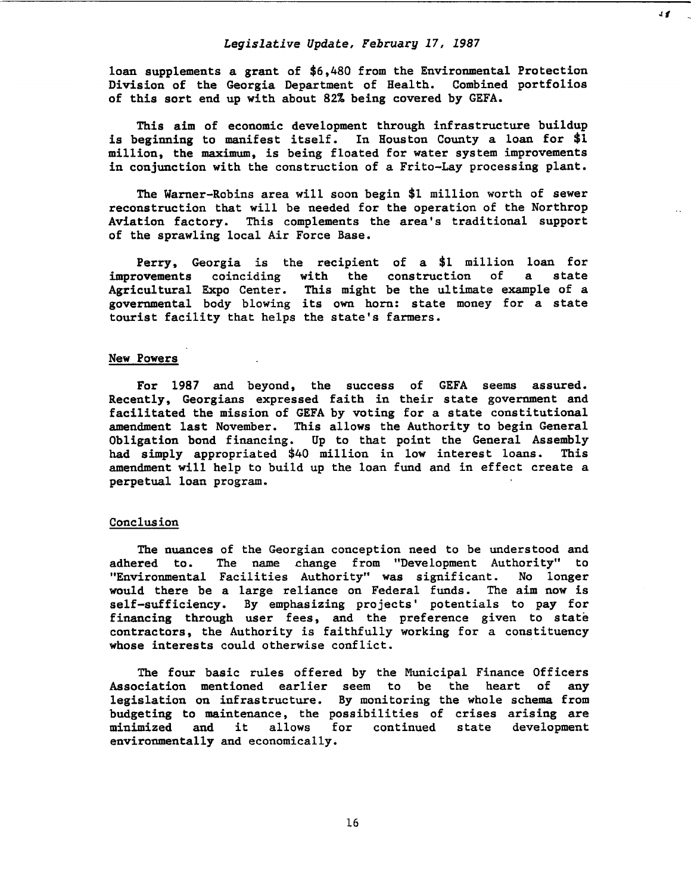loan supplements a grant of $6,480 from the Environmental Protection Division of the Georgia Department of Health. Combined portfolios of this sort end up with about 82% being covered by GEFA.

This aim of economic development through infrastructure buildup is beginning to manifest itself. In Houston County a loan for $1 million, the maximum, is being floated for water system improvements in conjunction with the construction of a Frito-Lay processing plant.

The Warner-Robins area will soon begin $1 million worth of sewer reconstruction that will be needed for the operation of the Northrop Aviation factory. This complements the area's traditional support of the sprawling local Air Force Base.

Perry, Georgia is the recipient of a $1 million loan for improvements coinciding with the construction of a state Agricultural Expo Center. This might be the ultimate example of a governmental body blowing its own horn: state money for a state tourist facility that helps the state's farmers.

## New Powers

For 1987 and beyond, the success of GEFA seems assured. Recently, Georgians expressed faith in their state government and facilitated the mission of GEFA by voting for a state constitutional amendment last November. This allows the Authority to begin General Obligation bond financing. Up to that point the General Assembly had simply appropriated $40 million in low interest loans. This amendment will help to build up the loan fund and in effect create a perpetual loan program.

## Conclusion

The nuances of the Georgian conception need to be understood and adhered to. The name change from "Development Authority" to "Environmental Facilities Authority" was significant. No longer would there be a large reliance on Federal funds. The aim now is self-sufficiency. By emphasizing projects' potentials to pay for financing through user fees, and the preference given to state contractors, the Authority is faithfully working for a constituency whose interests could otherwise conflict.

The four basic rules offered by the Municipal Finance Officers Association mentioned earlier seem to be the heart of any legislation on infrastructure. By monitoring the whole schema from budgeting to maintenance, the possibilities of crises arising are minimized and it allows for continued state development environmentally and economically.